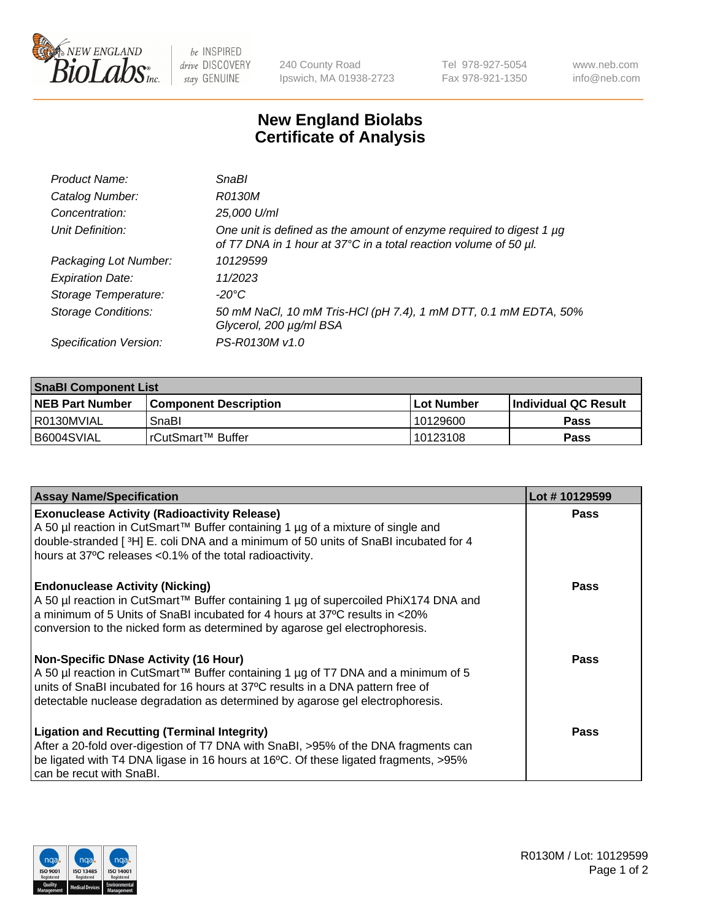# New England Biolabs Certificate of Analysis

| | |
|---|---|
| *Product Name:* | *SnaBI* |
| *Catalog Number:* | *R0130M* |
| *Concentration:* | *25,000 U/ml* |
| *Unit Definition:* | *One unit is defined as the amount of enzyme required to digest 1 µg of T7 DNA in 1 hour at 37°C in a total reaction volume of 50 µl.* |
| *Packaging Lot Number:* | *10129599* |
| *Expiration Date:* | *11/2023* |
| *Storage Temperature:* | *-20°C* |
| *Storage Conditions:* | *50 mM NaCl, 10 mM Tris-HCl (pH 7.4), 1 mM DTT, 0.1 mM EDTA, 50% Glycerol, 200 µg/ml BSA* |
| *Specification Version:* | *PS-R0130M v1.0* |

| **SnaBI Component List** | | | |
|---|---|---|---|
| **NEB Part Number** | **Component Description** | **Lot Number** | **Individual QC Result** |
| R0130MVIAL | SnaBI | 10129600 | **Pass** |
| B6004SVIAL | rCutSmart™ Buffer | 10123108 | **Pass** |

| **Assay Name/Specification** | **Lot # 10129599** |
|---|---|
| **Exonuclease Activity (Radioactivity Release)** A 50 µl reaction in CutSmart™ Buffer containing 1 µg of a mixture of single and double-stranded [ $^3$H] E. coli DNA and a minimum of 50 units of SnaBI incubated for 4 hours at 37ºC releases <0.1% of the total radioactivity. | **Pass** |
| **Endonuclease Activity (Nicking)** A 50 µl reaction in CutSmart™ Buffer containing 1 µg of supercoiled PhiX174 DNA and a minimum of 5 Units of SnaBI incubated for 4 hours at 37ºC results in <20% conversion to the nicked form as determined by agarose gel electrophoresis. | **Pass** |
| **Non-Specific DNase Activity (16 Hour)** A 50 µl reaction in CutSmart™ Buffer containing 1 µg of T7 DNA and a minimum of 5 units of SnaBI incubated for 16 hours at 37ºC results in a DNA pattern free of detectable nuclease degradation as determined by agarose gel electrophoresis. | **Pass** |
| **Ligation and Recutting (Terminal Integrity)** After a 20-fold over-digestion of T7 DNA with SnaBI, >95% of the DNA fragments can be ligated with T4 DNA ligase in 16 hours at 16ºC. Of these ligated fragments, >95% can be recut with SnaBI. | **Pass** |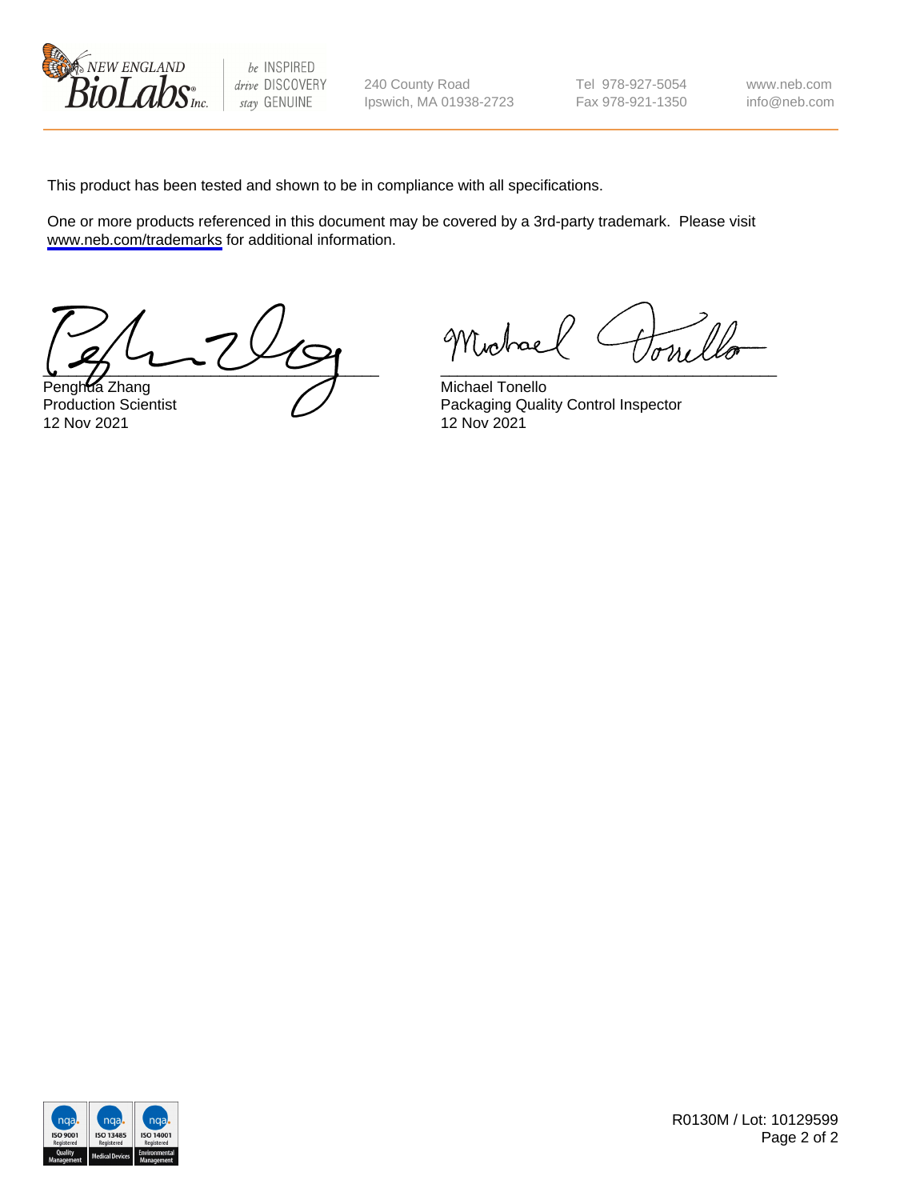This product has been tested and shown to be in compliance with all specifications.

One or more products referenced in this document may be covered by a 3rd-party trademark. Please visit www.neb.com/trademarks for additional information.

Penghua Zhang
Production Scientist
12 Nov 2021

Michael Tonello
Packaging Quality Control Inspector
12 Nov 2021

R0130M / Lot: 10129599